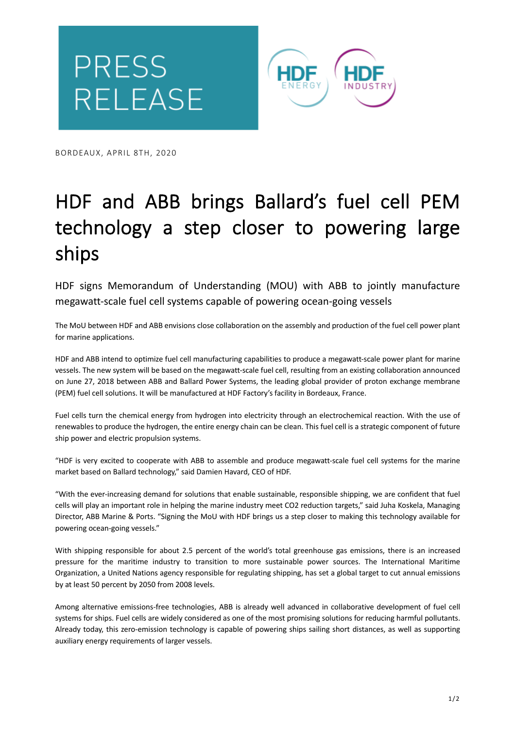PRESS RELEASE

HDF ENERGY HDF INDUSTRY

BORDEAUX, APRIL 8TH, 2020

# HDF and ABB brings Ballard's fuel cell PEM technology a step closer to powering large ships

## HDF signs Memorandum of Understanding (MOU) with ABB to jointly manufacture megawatt-scale fuel cell systems capable of powering ocean-going vessels

The MoU between HDF and ABB envisions close collaboration on the assembly and production of the fuel cell power plant for marine applications.

HDF and ABB intend to optimize fuel cell manufacturing capabilities to produce a megawatt-scale power plant for marine vessels. The new system will be based on the megawatt-scale fuel cell, resulting from an existing collaboration announced on June 27, 2018 between ABB and Ballard Power Systems, the leading global provider of proton exchange membrane (PEM) fuel cell solutions. It will be manufactured at HDF Factory's facility in Bordeaux, France.

Fuel cells turn the chemical energy from hydrogen into electricity through an electrochemical reaction. With the use of renewables to produce the hydrogen, the entire energy chain can be clean. This fuel cell is a strategic component of future ship power and electric propulsion systems.

"HDF is very excited to cooperate with ABB to assemble and produce megawatt-scale fuel cell systems for the marine market based on Ballard technology," said Damien Havard, CEO of HDF.

"With the ever-increasing demand for solutions that enable sustainable, responsible shipping, we are confident that fuel cells will play an important role in helping the marine industry meet $CO_2$ reduction targets," said Juha Koskela, Managing Director, ABB Marine & Ports. "Signing the MoU with HDF brings us a step closer to making this technology available for powering ocean-going vessels."

With shipping responsible for about 2.5 percent of the world's total greenhouse gas emissions, there is an increased pressure for the maritime industry to transition to more sustainable power sources. The International Maritime Organization, a United Nations agency responsible for regulating shipping, has set a global target to cut annual emissions by at least 50 percent by 2050 from 2008 levels.

Among alternative emissions-free technologies, ABB is already well advanced in collaborative development of fuel cell systems for ships. Fuel cells are widely considered as one of the most promising solutions for reducing harmful pollutants. Already today, this zero-emission technology is capable of powering ships sailing short distances, as well as supporting auxiliary energy requirements of larger vessels.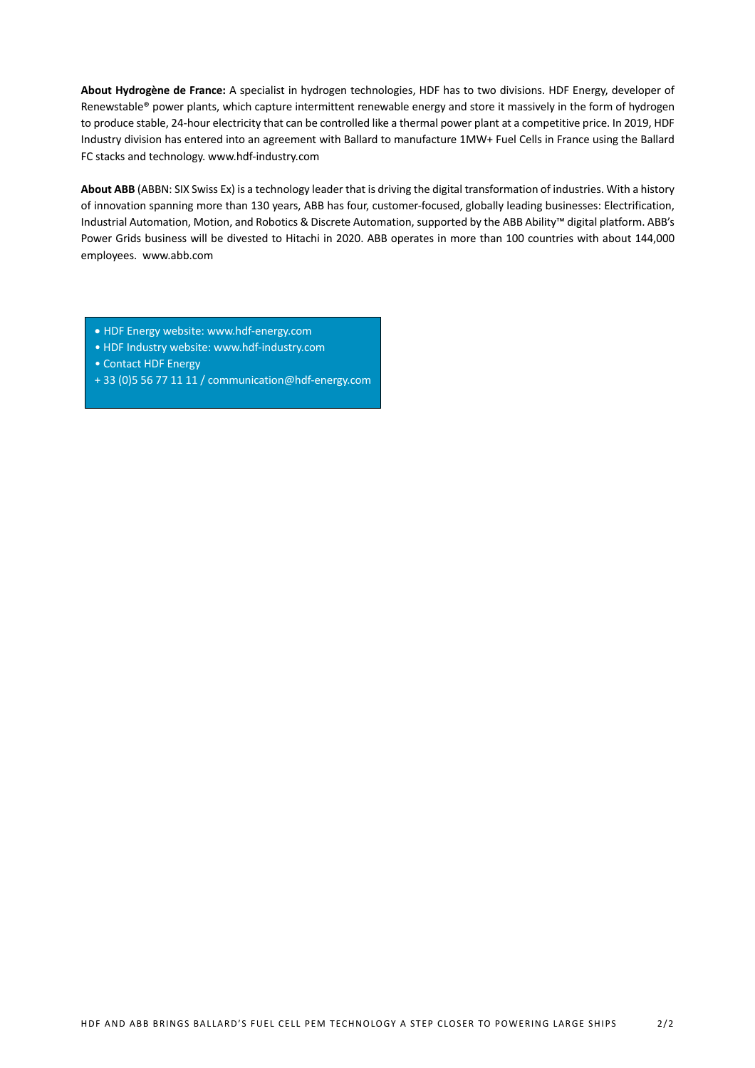**About Hydrogène de France:** A specialist in hydrogen technologies, HDF has to two divisions. HDF Energy, developer of Renewstable® power plants, which capture intermittent renewable energy and store it massively in the form of hydrogen to produce stable, 24-hour electricity that can be controlled like a thermal power plant at a competitive price. In 2019, HDF Industry division has entered into an agreement with Ballard to manufacture 1MW+ Fuel Cells in France using the Ballard FC stacks and technology. www.hdf-industry.com

**About ABB** (ABBN: SIX Swiss Ex) is a technology leader that is driving the digital transformation of industries. With a history of innovation spanning more than 130 years, ABB has four, customer-focused, globally leading businesses: Electrification, Industrial Automation, Motion, and Robotics & Discrete Automation, supported by the ABB Ability™ digital platform. ABB's Power Grids business will be divested to Hitachi in 2020. ABB operates in more than 100 countries with about 144,000 employees. www.abb.com

- HDF Energy website: www.hdf-energy.com
- HDF Industry website: www.hdf-industry.com
- Contact HDF Energy

+ 33 (0)5 56 77 11 11 / communication@hdf-energy.com